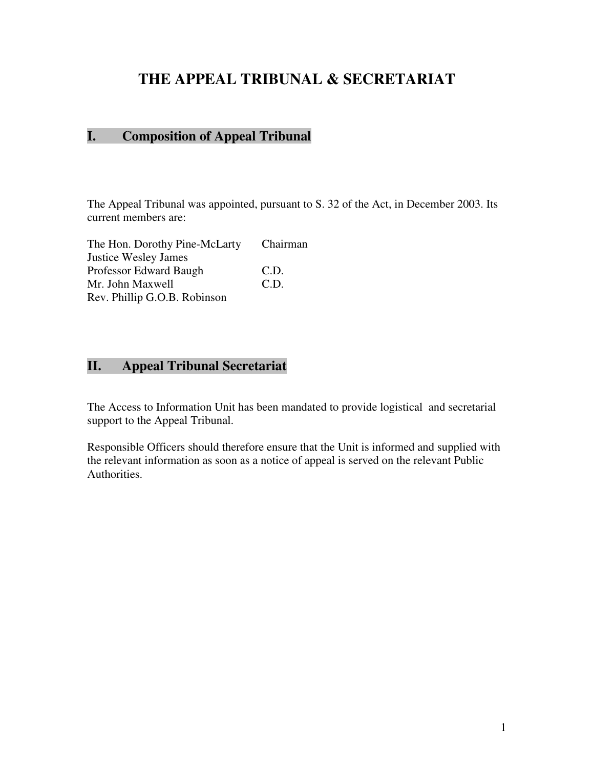# THE APPEAL TRIBUNAL & SECRETARIAT

## I. Composition of Appeal Tribunal

The Appeal Tribunal was appointed, pursuant to S. 32 of the Act, in December 2003. Its current members are:

| | |
|---|---|
| The Hon. Dorothy Pine-McLarty | Chairman |
| Justice Wesley James | |
| Professor Edward Baugh | C.D. |
| Mr. John Maxwell | C.D. |
| Rev. Phillip G.O.B. Robinson | |

## II. Appeal Tribunal Secretariat

The Access to Information Unit has been mandated to provide logistical and secretarial support to the Appeal Tribunal.

Responsible Officers should therefore ensure that the Unit is informed and supplied with the relevant information as soon as a notice of appeal is served on the relevant Public Authorities.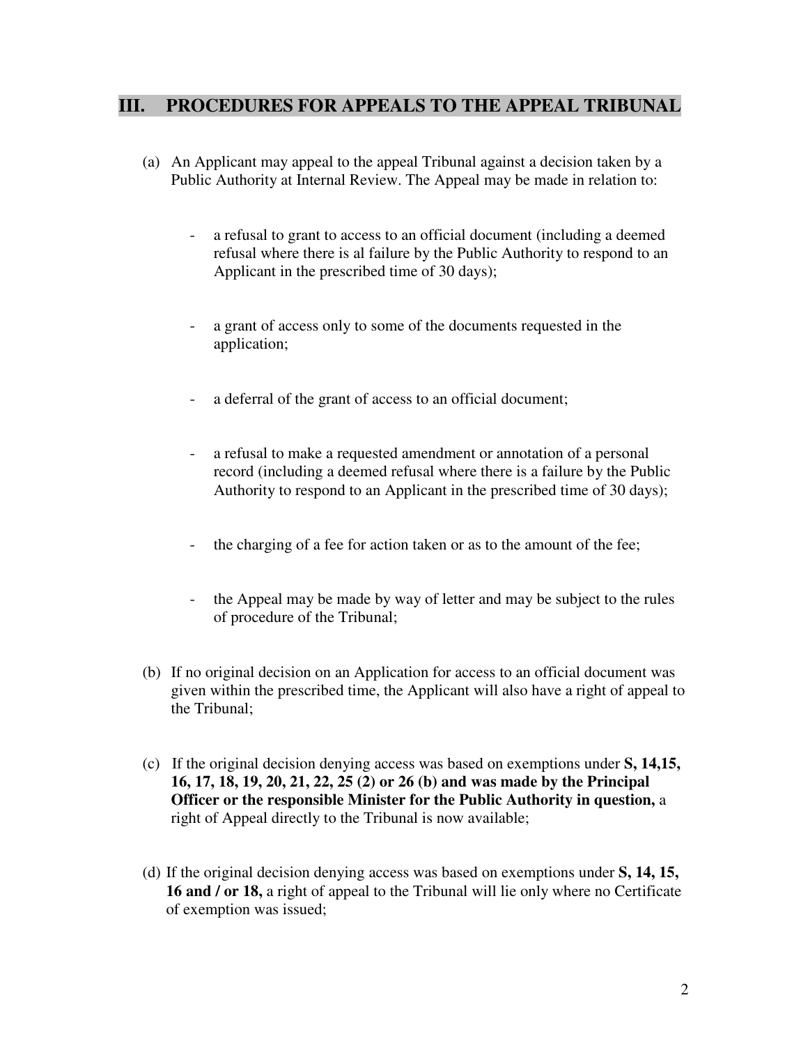## III. PROCEDURES FOR APPEALS TO THE APPEAL TRIBUNAL

(a) An Applicant may appeal to the appeal Tribunal against a decision taken by a Public Authority at Internal Review. The Appeal may be made in relation to:

- a refusal to grant to access to an official document (including a deemed refusal where there is al failure by the Public Authority to respond to an Applicant in the prescribed time of 30 days);

- a grant of access only to some of the documents requested in the application;

- a deferral of the grant of access to an official document;

- a refusal to make a requested amendment or annotation of a personal record (including a deemed refusal where there is a failure by the Public Authority to respond to an Applicant in the prescribed time of 30 days);

- the charging of a fee for action taken or as to the amount of the fee;

- the Appeal may be made by way of letter and may be subject to the rules of procedure of the Tribunal;

(b) If no original decision on an Application for access to an official document was given within the prescribed time, the Applicant will also have a right of appeal to the Tribunal;

(c) If the original decision denying access was based on exemptions under **S, 14,15, 16, 17, 18, 19, 20, 21, 22, 25 (2) or 26 (b) and was made by the Principal Officer or the responsible Minister for the Public Authority in question,** a right of Appeal directly to the Tribunal is now available;

(d) If the original decision denying access was based on exemptions under **S, 14, 15, 16 and / or 18,** a right of appeal to the Tribunal will lie only where no Certificate of exemption was issued;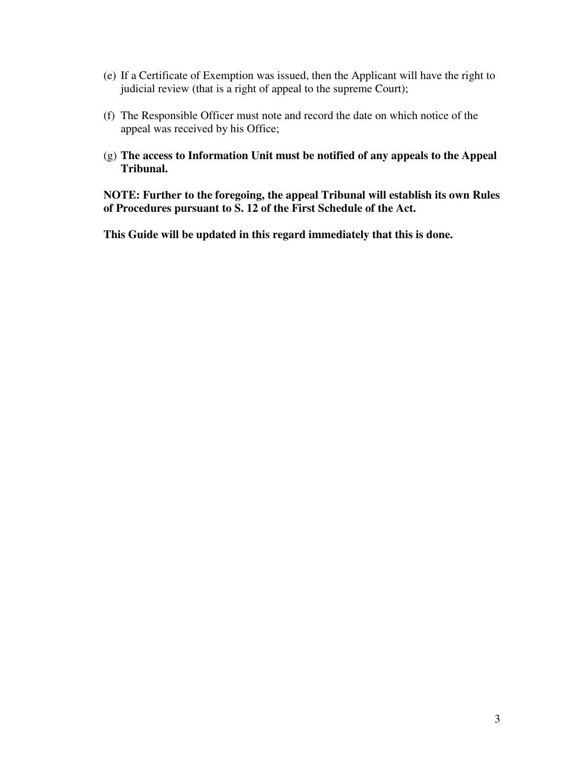(e) If a Certificate of Exemption was issued, then the Applicant will have the right to judicial review (that is a right of appeal to the supreme Court);

(f) The Responsible Officer must note and record the date on which notice of the appeal was received by his Office;

(g) **The access to Information Unit must be notified of any appeals to the Appeal Tribunal.**

**NOTE: Further to the foregoing, the appeal Tribunal will establish its own Rules of Procedures pursuant to S. 12 of the First Schedule of the Act.**

**This Guide will be updated in this regard immediately that this is done.**